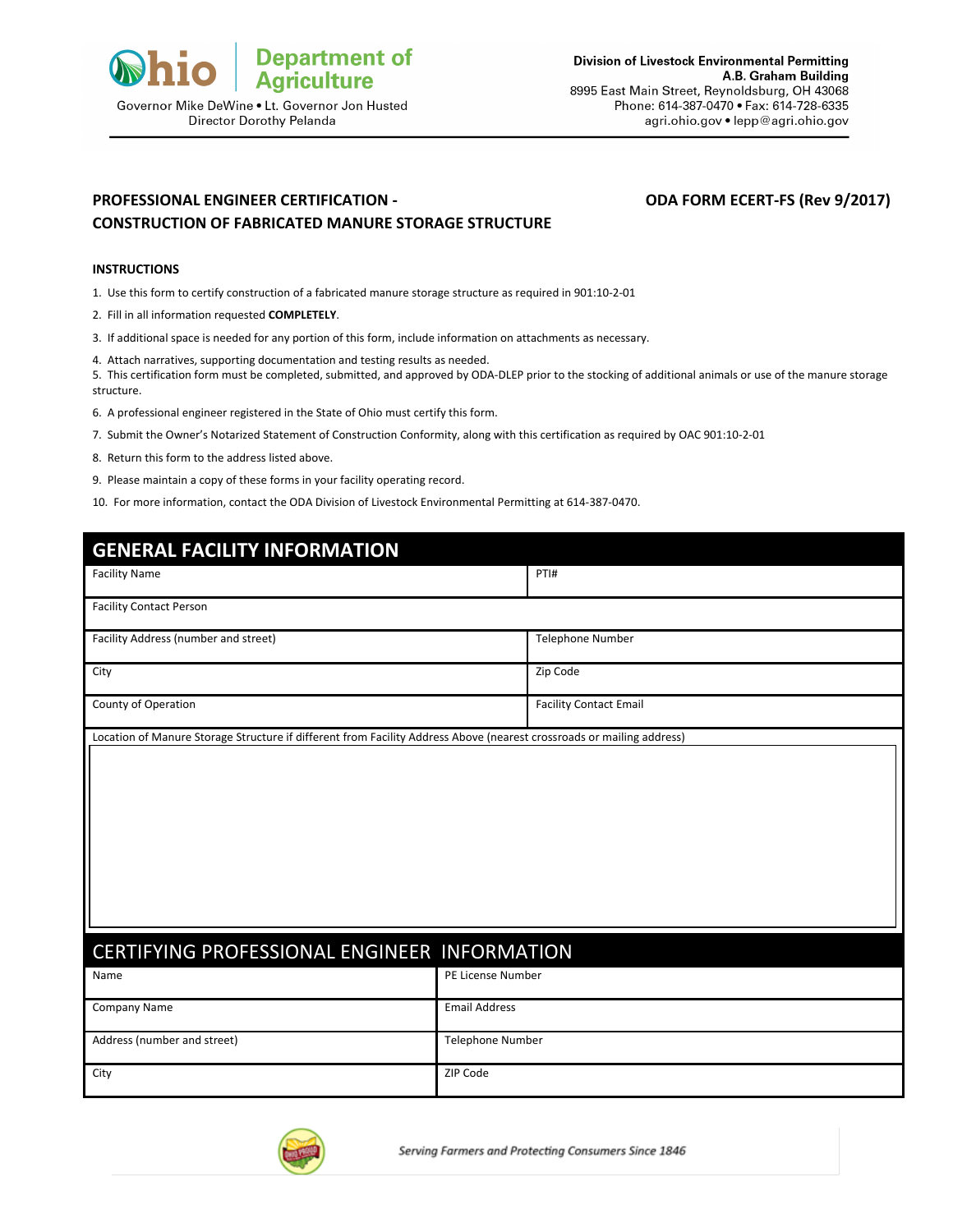**Ohio Department of Agriculture**

Governor Mike DeWine • Lt. Governor Jon Husted
Director Dorothy Pelanda

**Division of Livestock Environmental Permitting**
**A.B. Graham Building**
8995 East Main Street, Reynoldsburg, OH 43068
Phone: 614-387-0470 • Fax: 614-728-6335
agri.ohio.gov • lepp@agri.ohio.gov

## PROFESSIONAL ENGINEER CERTIFICATION - CONSTRUCTION OF FABRICATED MANURE STORAGE STRUCTURE

**ODA FORM ECERT-FS (Rev 9/2017)**

### INSTRUCTIONS

1. Use this form to certify construction of a fabricated manure storage structure as required in 901:10-2-01
2. Fill in all information requested **COMPLETELY**.
3. If additional space is needed for any portion of this form, include information on attachments as necessary.
4. Attach narratives, supporting documentation and testing results as needed.
5. This certification form must be completed, submitted, and approved by ODA-DLEP prior to the stocking of additional animals or use of the manure storage structure.
6. A professional engineer registered in the State of Ohio must certify this form.
7. Submit the Owner's Notarized Statement of Construction Conformity, along with this certification as required by OAC 901:10-2-01
8. Return this form to the address listed above.
9. Please maintain a copy of these forms in your facility operating record.
10. For more information, contact the ODA Division of Livestock Environmental Permitting at 614-387-0470.

## GENERAL FACILITY INFORMATION

| | |
|---|---|
| Facility Name | PTI# |
| Facility Contact Person | |
| Facility Address (number and street) | Telephone Number |
| City | Zip Code |
| County of Operation | Facility Contact Email |

Location of Manure Storage Structure if different from Facility Address Above (nearest crossroads or mailing address)

## CERTIFYING PROFESSIONAL ENGINEER INFORMATION

| | |
|---|---|
| Name | PE License Number |
| Company Name | Email Address |
| Address (number and street) | Telephone Number |
| City | ZIP Code |

*Serving Farmers and Protecting Consumers Since 1846*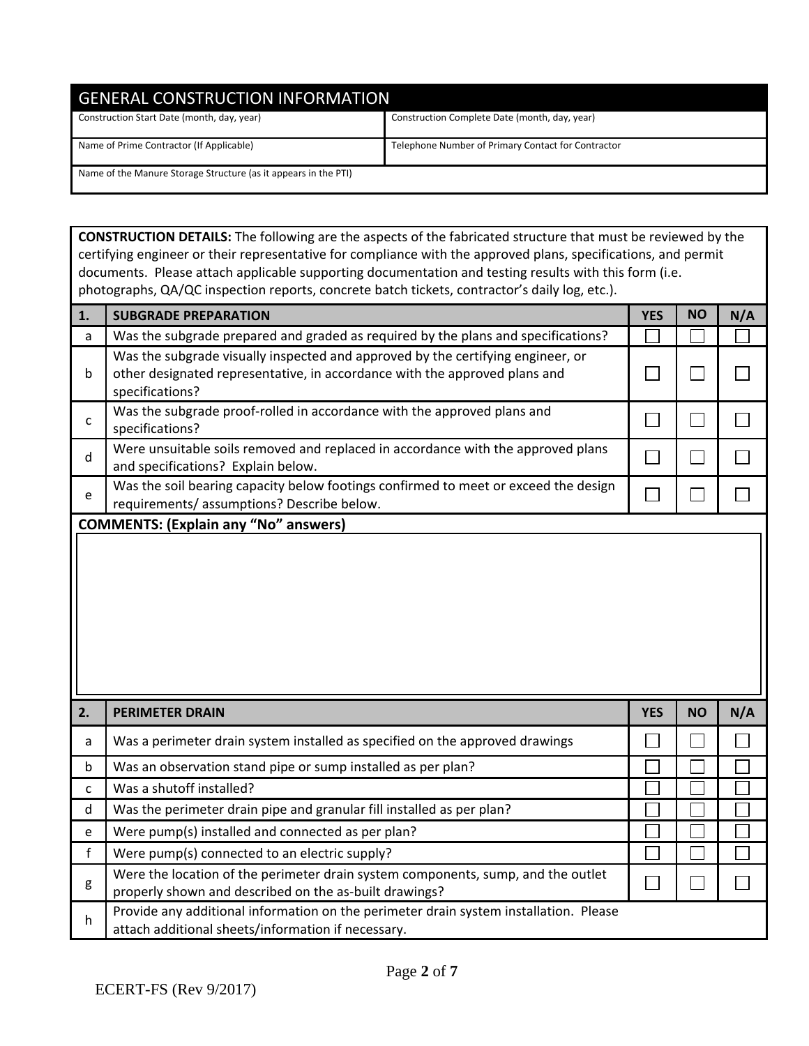## GENERAL CONSTRUCTION INFORMATION

| | |
|---|---|
| Construction Start Date (month, day, year) | Construction Complete Date (month, day, year) |
| Name of Prime Contractor (If Applicable) | Telephone Number of Primary Contact for Contractor |
| Name of the Manure Storage Structure (as it appears in the PTI) | |

**CONSTRUCTION DETAILS:** The following are the aspects of the fabricated structure that must be reviewed by the certifying engineer or their representative for compliance with the approved plans, specifications, and permit documents. Please attach applicable supporting documentation and testing results with this form (i.e. photographs, QA/QC inspection reports, concrete batch tickets, contractor's daily log, etc.).

| 1. | SUBGRADE PREPARATION | YES | NO | N/A |
|---|---|---|---|---|
| a | Was the subgrade prepared and graded as required by the plans and specifications? | ☐ | ☐ | ☐ |
| b | Was the subgrade visually inspected and approved by the certifying engineer, or other designated representative, in accordance with the approved plans and specifications? | ☐ | ☐ | ☐ |
| c | Was the subgrade proof-rolled in accordance with the approved plans and specifications? | ☐ | ☐ | ☐ |
| d | Were unsuitable soils removed and replaced in accordance with the approved plans and specifications? Explain below. | ☐ | ☐ | ☐ |
| e | Was the soil bearing capacity below footings confirmed to meet or exceed the design requirements/ assumptions? Describe below. | ☐ | ☐ | ☐ |

**COMMENTS: (Explain any "No" answers)**

| 2. | PERIMETER DRAIN | YES | NO | N/A |
|---|---|---|---|---|
| a | Was a perimeter drain system installed as specified on the approved drawings | ☐ | ☐ | ☐ |
| b | Was an observation stand pipe or sump installed as per plan? | ☐ | ☐ | ☐ |
| c | Was a shutoff installed? | ☐ | ☐ | ☐ |
| d | Was the perimeter drain pipe and granular fill installed as per plan? | ☐ | ☐ | ☐ |
| e | Were pump(s) installed and connected as per plan? | ☐ | ☐ | ☐ |
| f | Were pump(s) connected to an electric supply? | ☐ | ☐ | ☐ |
| g | Were the location of the perimeter drain system components, sump, and the outlet properly shown and described on the as-built drawings? | ☐ | ☐ | ☐ |
| h | Provide any additional information on the perimeter drain system installation. Please attach additional sheets/information if necessary. | | | |

ECERT-FS (Rev 9/2017)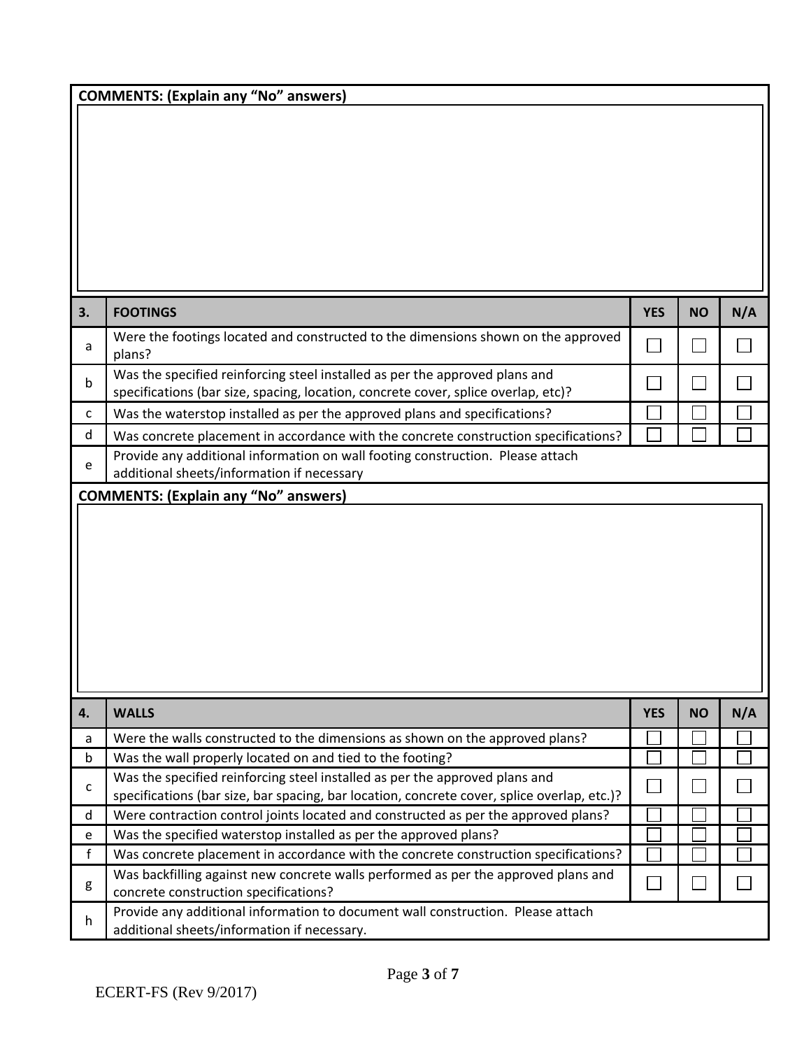**COMMENTS: (Explain any "No" answers)**

| 3. | FOOTINGS | YES | NO | N/A |
|---|---|---|---|---|
| a | Were the footings located and constructed to the dimensions shown on the approved plans? | ☐ | ☐ | ☐ |
| b | Was the specified reinforcing steel installed as per the approved plans and specifications (bar size, spacing, location, concrete cover, splice overlap, etc)? | ☐ | ☐ | ☐ |
| c | Was the waterstop installed as per the approved plans and specifications? | ☐ | ☐ | ☐ |
| d | Was concrete placement in accordance with the concrete construction specifications? | ☐ | ☐ | ☐ |
| e | Provide any additional information on wall footing construction. Please attach additional sheets/information if necessary | | | |

**COMMENTS: (Explain any "No" answers)**

| 4. | WALLS | YES | NO | N/A |
|---|---|---|---|---|
| a | Were the walls constructed to the dimensions as shown on the approved plans? | ☐ | ☐ | ☐ |
| b | Was the wall properly located on and tied to the footing? | ☐ | ☐ | ☐ |
| c | Was the specified reinforcing steel installed as per the approved plans and specifications (bar size, bar spacing, bar location, concrete cover, splice overlap, etc.)? | ☐ | ☐ | ☐ |
| d | Were contraction control joints located and constructed as per the approved plans? | ☐ | ☐ | ☐ |
| e | Was the specified waterstop installed as per the approved plans? | ☐ | ☐ | ☐ |
| f | Was concrete placement in accordance with the concrete construction specifications? | ☐ | ☐ | ☐ |
| g | Was backfilling against new concrete walls performed as per the approved plans and concrete construction specifications? | ☐ | ☐ | ☐ |
| h | Provide any additional information to document wall construction. Please attach additional sheets/information if necessary. | | | |

ECERT-FS (Rev 9/2017)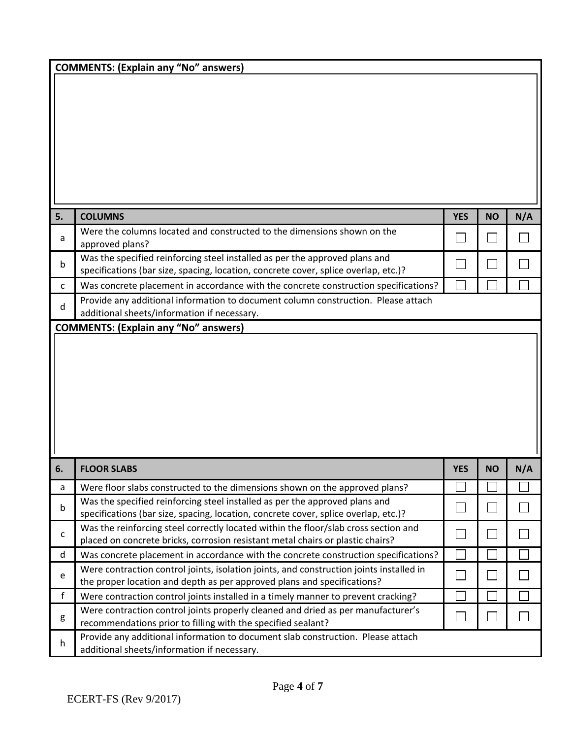**COMMENTS: (Explain any "No" answers)**

| 5. | COLUMNS | YES | NO | N/A |
|---|---|---|---|---|
| a | Were the columns located and constructed to the dimensions shown on the approved plans? | ☐ | ☐ | ☐ |
| b | Was the specified reinforcing steel installed as per the approved plans and specifications (bar size, spacing, location, concrete cover, splice overlap, etc.)? | ☐ | ☐ | ☐ |
| c | Was concrete placement in accordance with the concrete construction specifications? | ☐ | ☐ | ☐ |
| d | Provide any additional information to document column construction. Please attach additional sheets/information if necessary. | | | |

**COMMENTS: (Explain any "No" answers)**

| 6. | FLOOR SLABS | YES | NO | N/A |
|---|---|---|---|---|
| a | Were floor slabs constructed to the dimensions shown on the approved plans? | ☐ | ☐ | ☐ |
| b | Was the specified reinforcing steel installed as per the approved plans and specifications (bar size, spacing, location, concrete cover, splice overlap, etc.)? | ☐ | ☐ | ☐ |
| c | Was the reinforcing steel correctly located within the floor/slab cross section and placed on concrete bricks, corrosion resistant metal chairs or plastic chairs? | ☐ | ☐ | ☐ |
| d | Was concrete placement in accordance with the concrete construction specifications? | ☐ | ☐ | ☐ |
| e | Were contraction control joints, isolation joints, and construction joints installed in the proper location and depth as per approved plans and specifications? | ☐ | ☐ | ☐ |
| f | Were contraction control joints installed in a timely manner to prevent cracking? | ☐ | ☐ | ☐ |
| g | Were contraction control joints properly cleaned and dried as per manufacturer's recommendations prior to filling with the specified sealant? | ☐ | ☐ | ☐ |
| h | Provide any additional information to document slab construction. Please attach additional sheets/information if necessary. | | | |

ECERT-FS (Rev 9/2017)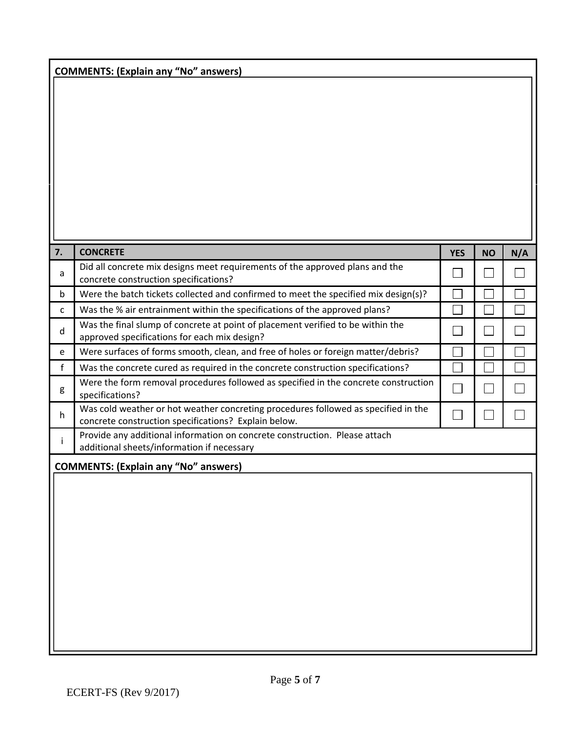**COMMENTS: (Explain any "No" answers)**

| 7. | CONCRETE | YES | NO | N/A |
|---|---|---|---|---|
| a | Did all concrete mix designs meet requirements of the approved plans and the concrete construction specifications? | ☐ | ☐ | ☐ |
| b | Were the batch tickets collected and confirmed to meet the specified mix design(s)? | ☐ | ☐ | ☐ |
| c | Was the % air entrainment within the specifications of the approved plans? | ☐ | ☐ | ☐ |
| d | Was the final slump of concrete at point of placement verified to be within the approved specifications for each mix design? | ☐ | ☐ | ☐ |
| e | Were surfaces of forms smooth, clean, and free of holes or foreign matter/debris? | ☐ | ☐ | ☐ |
| f | Was the concrete cured as required in the concrete construction specifications? | ☐ | ☐ | ☐ |
| g | Were the form removal procedures followed as specified in the concrete construction specifications? | ☐ | ☐ | ☐ |
| h | Was cold weather or hot weather concreting procedures followed as specified in the concrete construction specifications? Explain below. | ☐ | ☐ | ☐ |
| i | Provide any additional information on concrete construction. Please attach additional sheets/information if necessary | | | |

**COMMENTS: (Explain any "No" answers)**

ECERT-FS (Rev 9/2017)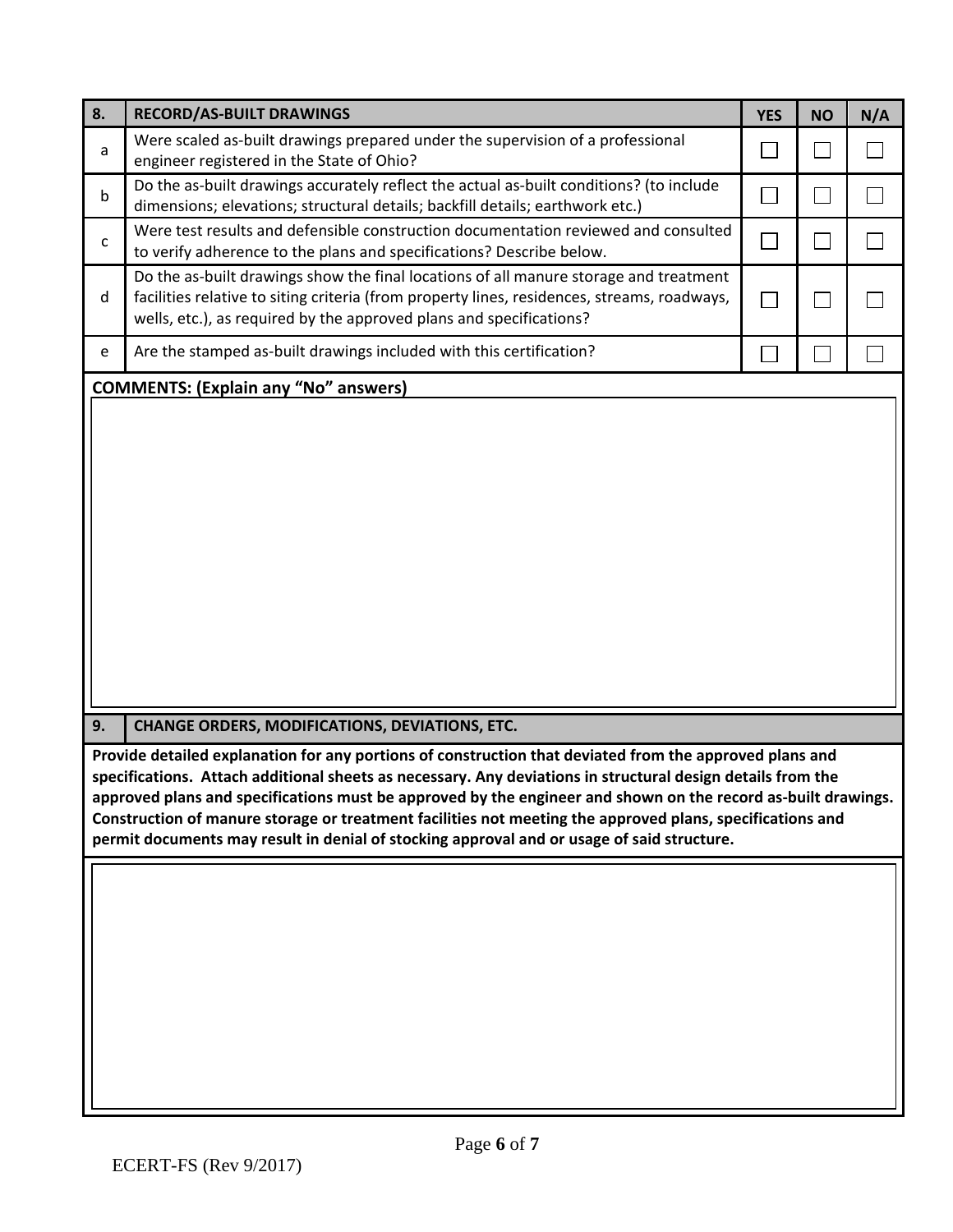| 8. | RECORD/AS-BUILT DRAWINGS | YES | NO | N/A |
|---|---|---|---|---|
| a | Were scaled as-built drawings prepared under the supervision of a professional engineer registered in the State of Ohio? | ☐ | ☐ | ☐ |
| b | Do the as-built drawings accurately reflect the actual as-built conditions? (to include dimensions; elevations; structural details; backfill details; earthwork etc.) | ☐ | ☐ | ☐ |
| c | Were test results and defensible construction documentation reviewed and consulted to verify adherence to the plans and specifications? Describe below. | ☐ | ☐ | ☐ |
| d | Do the as-built drawings show the final locations of all manure storage and treatment facilities relative to siting criteria (from property lines, residences, streams, roadways, wells, etc.), as required by the approved plans and specifications? | ☐ | ☐ | ☐ |
| e | Are the stamped as-built drawings included with this certification? | ☐ | ☐ | ☐ |

**COMMENTS: (Explain any "No" answers)**

## 9. CHANGE ORDERS, MODIFICATIONS, DEVIATIONS, ETC.

**Provide detailed explanation for any portions of construction that deviated from the approved plans and specifications. Attach additional sheets as necessary. Any deviations in structural design details from the approved plans and specifications must be approved by the engineer and shown on the record as-built drawings. Construction of manure storage or treatment facilities not meeting the approved plans, specifications and permit documents may result in denial of stocking approval and or usage of said structure.**

ECERT-FS (Rev 9/2017)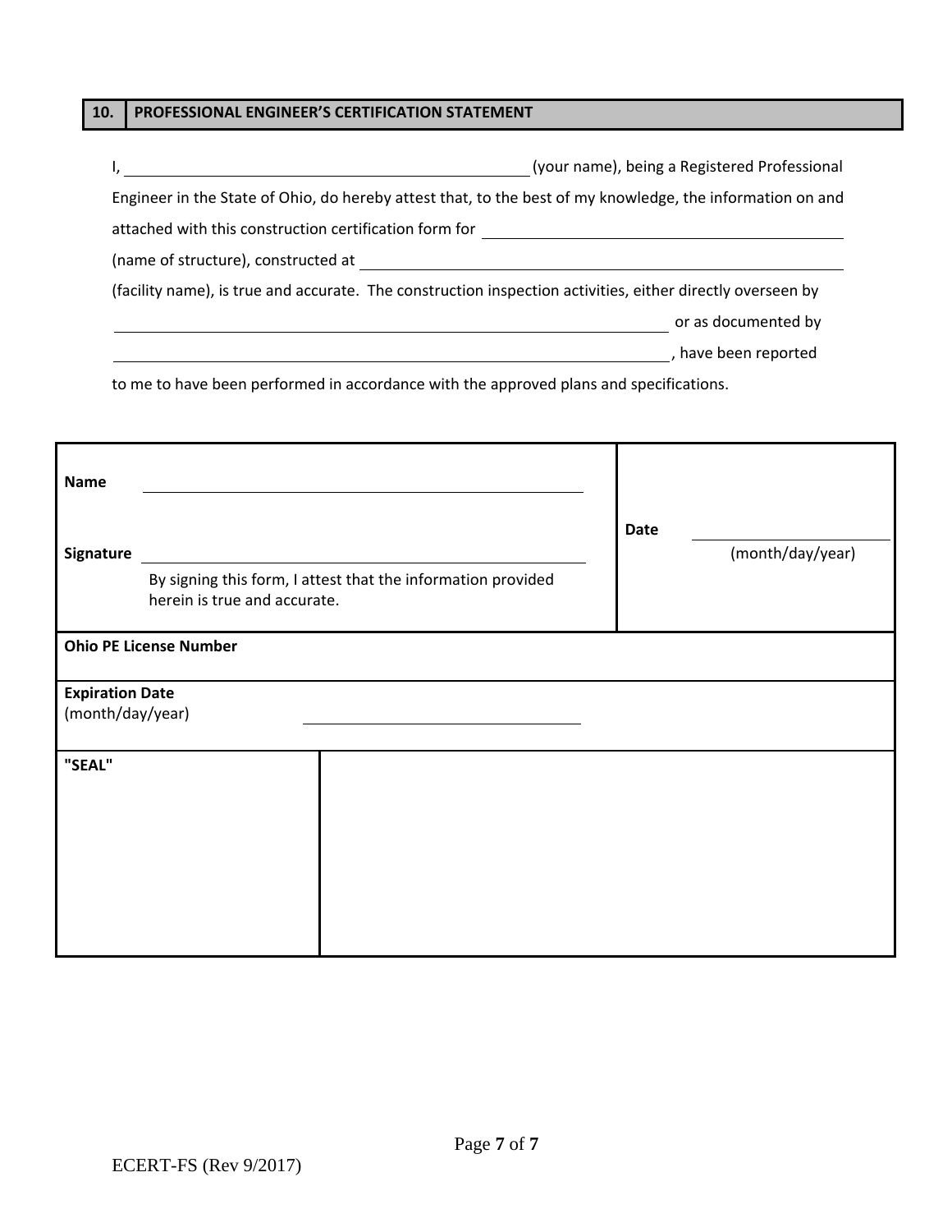## 10. PROFESSIONAL ENGINEER'S CERTIFICATION STATEMENT

I, \_\_\_\_\_\_\_\_\_\_\_\_\_\_\_\_\_\_\_\_\_\_\_\_\_\_\_\_\_\_\_\_\_\_\_\_\_\_\_\_\_\_\_\_ (your name), being a Registered Professional Engineer in the State of Ohio, do hereby attest that, to the best of my knowledge, the information on and attached with this construction certification form for \_\_\_\_\_\_\_\_\_\_\_\_\_\_\_\_\_\_\_\_\_\_\_\_\_\_\_\_\_\_\_\_\_\_\_\_\_\_\_\_\_\_ (name of structure), constructed at \_\_\_\_\_\_\_\_\_\_\_\_\_\_\_\_\_\_\_\_\_\_\_\_\_\_\_\_\_\_\_\_\_\_\_\_\_\_\_\_\_\_\_\_\_\_\_\_\_\_\_\_\_\_\_\_ (facility name), is true and accurate. The construction inspection activities, either directly overseen by \_\_\_\_\_\_\_\_\_\_\_\_\_\_\_\_\_\_\_\_\_\_\_\_\_\_\_\_\_\_\_\_\_\_\_\_\_\_\_\_\_\_\_\_\_\_\_\_\_\_\_\_\_\_\_\_\_\_\_\_\_\_\_\_ or as documented by \_\_\_\_\_\_\_\_\_\_\_\_\_\_\_\_\_\_\_\_\_\_\_\_\_\_\_\_\_\_\_\_\_\_\_\_\_\_\_\_\_\_\_\_\_\_\_\_\_\_\_\_\_\_\_\_\_\_\_\_\_\_\_\_, have been reported to me to have been performed in accordance with the approved plans and specifications.

| | |
|---|---|
| **Name** \_\_\_\_\_\_\_\_\_\_\_\_\_\_\_\_\_\_\_\_\_\_\_\_\_\_\_\_\_\_\_\_\_\_\_\_\_\_\_\_<br><br>**Signature** \_\_\_\_\_\_\_\_\_\_\_\_\_\_\_\_\_\_\_\_\_\_\_\_\_\_\_\_\_\_\_\_\_\_\_\_\_\_\_\_<br>By signing this form, I attest that the information provided herein is true and accurate. | **Date** \_\_\_\_\_\_\_\_\_\_\_\_\_\_\_\_<br>(month/day/year) |
| **Ohio PE License Number** | |
| **Expiration Date** (month/day/year) \_\_\_\_\_\_\_\_\_\_\_\_\_\_\_\_\_\_\_\_\_\_\_\_ | |
| **"SEAL"** | |

ECERT-FS (Rev 9/2017)